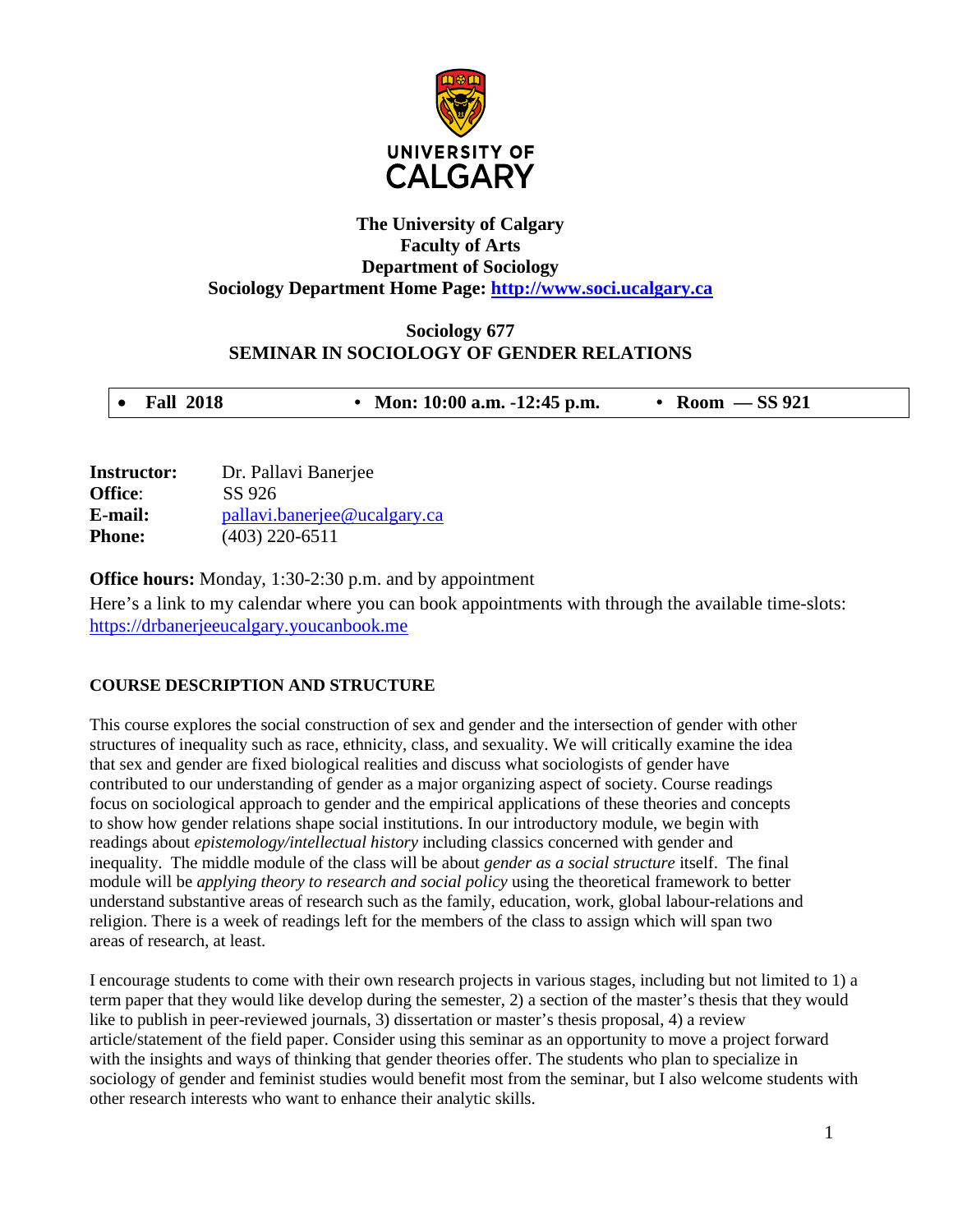# The University of Calgary
## Faculty of Arts
## Department of Sociology
**Sociology Department Home Page: [http://www.soci.ucalgary.ca](http://www.soci.ucalgary.ca)**

## Sociology 677
## SEMINAR IN SOCIOLOGY OF GENDER RELATIONS

| • Fall 2018 | • Mon: 10:00 a.m. -12:45 p.m. | • Room — SS 921 |
|---|---|---|

**Instructor:** Dr. Pallavi Banerjee
**Office**: SS 926
**E-mail:** [pallavi.banerjee@ucalgary.ca](mailto:pallavi.banerjee@ucalgary.ca)
**Phone:** (403) 220-6511

**Office hours:** Monday, 1:30-2:30 p.m. and by appointment

Here's a link to my calendar where you can book appointments with through the available time-slots: [https://drbanerjeeucalgary.youcanbook.me](https://drbanerjeeucalgary.youcanbook.me)

### COURSE DESCRIPTION AND STRUCTURE

This course explores the social construction of sex and gender and the intersection of gender with other structures of inequality such as race, ethnicity, class, and sexuality. We will critically examine the idea that sex and gender are fixed biological realities and discuss what sociologists of gender have contributed to our understanding of gender as a major organizing aspect of society. Course readings focus on sociological approach to gender and the empirical applications of these theories and concepts to show how gender relations shape social institutions. In our introductory module, we begin with readings about *epistemology/intellectual history* including classics concerned with gender and inequality. The middle module of the class will be about *gender as a social structure* itself. The final module will be *applying theory to research and social policy* using the theoretical framework to better understand substantive areas of research such as the family, education, work, global labour-relations and religion. There is a week of readings left for the members of the class to assign which will span two areas of research, at least.

I encourage students to come with their own research projects in various stages, including but not limited to 1) a term paper that they would like develop during the semester, 2) a section of the master's thesis that they would like to publish in peer-reviewed journals, 3) dissertation or master's thesis proposal, 4) a review article/statement of the field paper. Consider using this seminar as an opportunity to move a project forward with the insights and ways of thinking that gender theories offer. The students who plan to specialize in sociology of gender and feminist studies would benefit most from the seminar, but I also welcome students with other research interests who want to enhance their analytic skills.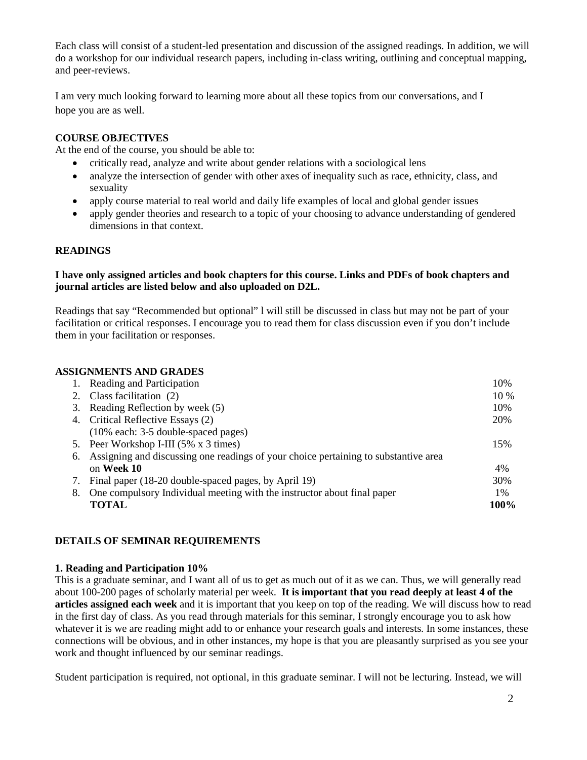Each class will consist of a student-led presentation and discussion of the assigned readings. In addition, we will do a workshop for our individual research papers, including in-class writing, outlining and conceptual mapping, and peer-reviews.

I am very much looking forward to learning more about all these topics from our conversations, and I hope you are as well.

**COURSE OBJECTIVES**

At the end of the course, you should be able to:

- critically read, analyze and write about gender relations with a sociological lens
- analyze the intersection of gender with other axes of inequality such as race, ethnicity, class, and sexuality
- apply course material to real world and daily life examples of local and global gender issues
- apply gender theories and research to a topic of your choosing to advance understanding of gendered dimensions in that context.

**READINGS**

**I have only assigned articles and book chapters for this course. Links and PDFs of book chapters and journal articles are listed below and also uploaded on D2L.**

Readings that say "Recommended but optional" l will still be discussed in class but may not be part of your facilitation or critical responses. I encourage you to read them for class discussion even if you don't include them in your facilitation or responses.

**ASSIGNMENTS AND GRADES**

| | | |
|---|---|---|
| 1. | Reading and Participation | 10% |
| 2. | Class facilitation (2) | 10 % |
| 3. | Reading Reflection by week (5) | 10% |
| 4. | Critical Reflective Essays (2) (10% each: 3-5 double-spaced pages) | 20% |
| 5. | Peer Workshop I-III (5% x 3 times) | 15% |
| 6. | Assigning and discussing one readings of your choice pertaining to substantive area on **Week 10** | 4% |
| 7. | Final paper (18-20 double-spaced pages, by April 19) | 30% |
| 8. | One compulsory Individual meeting with the instructor about final paper | 1% |
| | **TOTAL** | **100%** |

**DETAILS OF SEMINAR REQUIREMENTS**

**1. Reading and Participation 10%**

This is a graduate seminar, and I want all of us to get as much out of it as we can. Thus, we will generally read about 100-200 pages of scholarly material per week. **It is important that you read deeply at least 4 of the articles assigned each week** and it is important that you keep on top of the reading. We will discuss how to read in the first day of class. As you read through materials for this seminar, I strongly encourage you to ask how whatever it is we are reading might add to or enhance your research goals and interests. In some instances, these connections will be obvious, and in other instances, my hope is that you are pleasantly surprised as you see your work and thought influenced by our seminar readings.

Student participation is required, not optional, in this graduate seminar. I will not be lecturing. Instead, we will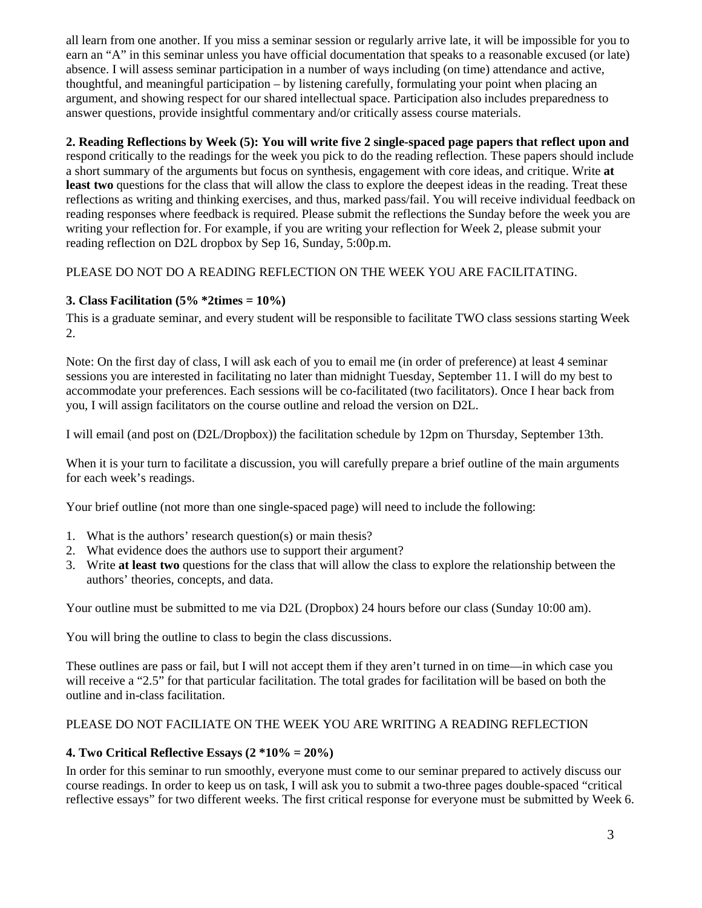all learn from one another. If you miss a seminar session or regularly arrive late, it will be impossible for you to earn an "A" in this seminar unless you have official documentation that speaks to a reasonable excused (or late) absence. I will assess seminar participation in a number of ways including (on time) attendance and active, thoughtful, and meaningful participation – by listening carefully, formulating your point when placing an argument, and showing respect for our shared intellectual space. Participation also includes preparedness to answer questions, provide insightful commentary and/or critically assess course materials.

**2. Reading Reflections by Week (5): You will write five 2 single-spaced page papers that reflect upon and** respond critically to the readings for the week you pick to do the reading reflection. These papers should include a short summary of the arguments but focus on synthesis, engagement with core ideas, and critique. Write **at least two** questions for the class that will allow the class to explore the deepest ideas in the reading. Treat these reflections as writing and thinking exercises, and thus, marked pass/fail. You will receive individual feedback on reading responses where feedback is required. Please submit the reflections the Sunday before the week you are writing your reflection for. For example, if you are writing your reflection for Week 2, please submit your reading reflection on D2L dropbox by Sep 16, Sunday, 5:00p.m.

PLEASE DO NOT DO A READING REFLECTION ON THE WEEK YOU ARE FACILITATING.

**3. Class Facilitation (5% *2times = 10%)**

This is a graduate seminar, and every student will be responsible to facilitate TWO class sessions starting Week 2.

Note: On the first day of class, I will ask each of you to email me (in order of preference) at least 4 seminar sessions you are interested in facilitating no later than midnight Tuesday, September 11. I will do my best to accommodate your preferences. Each sessions will be co-facilitated (two facilitators). Once I hear back from you, I will assign facilitators on the course outline and reload the version on D2L.

I will email (and post on (D2L/Dropbox)) the facilitation schedule by 12pm on Thursday, September 13th.

When it is your turn to facilitate a discussion, you will carefully prepare a brief outline of the main arguments for each week's readings.

Your brief outline (not more than one single-spaced page) will need to include the following:

1. What is the authors' research question(s) or main thesis?
2. What evidence does the authors use to support their argument?
3. Write **at least two** questions for the class that will allow the class to explore the relationship between the authors' theories, concepts, and data.

Your outline must be submitted to me via D2L (Dropbox) 24 hours before our class (Sunday 10:00 am).

You will bring the outline to class to begin the class discussions.

These outlines are pass or fail, but I will not accept them if they aren't turned in on time—in which case you will receive a "2.5" for that particular facilitation. The total grades for facilitation will be based on both the outline and in-class facilitation.

PLEASE DO NOT FACILIATE ON THE WEEK YOU ARE WRITING A READING REFLECTION

**4. Two Critical Reflective Essays (2 *10% = 20%)**

In order for this seminar to run smoothly, everyone must come to our seminar prepared to actively discuss our course readings. In order to keep us on task, I will ask you to submit a two-three pages double-spaced "critical reflective essays" for two different weeks. The first critical response for everyone must be submitted by Week 6.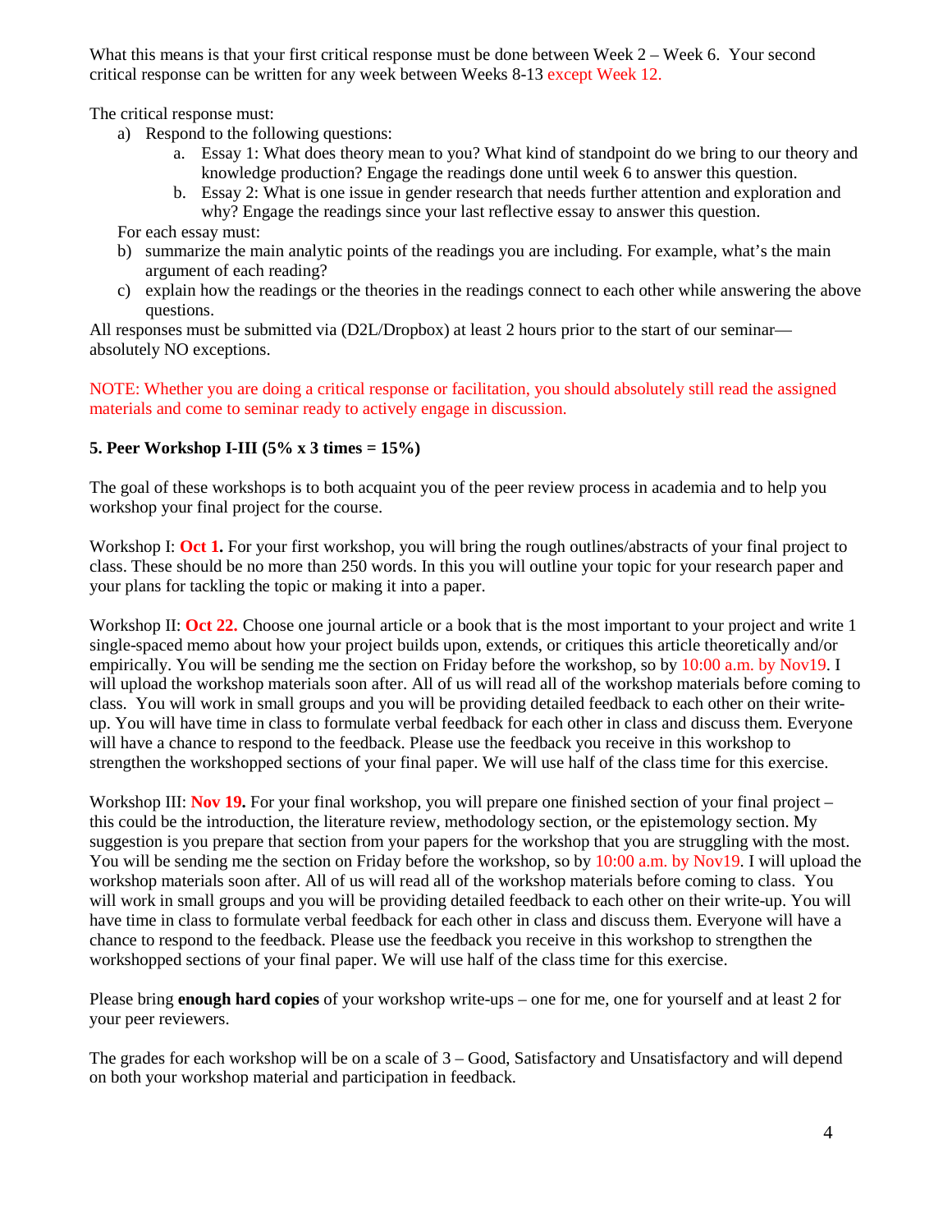What this means is that your first critical response must be done between Week 2 – Week 6. Your second critical response can be written for any week between Weeks 8-13 except Week 12.

The critical response must:

a) Respond to the following questions:
   a. Essay 1: What does theory mean to you? What kind of standpoint do we bring to our theory and knowledge production? Engage the readings done until week 6 to answer this question.
   b. Essay 2: What is one issue in gender research that needs further attention and exploration and why? Engage the readings since your last reflective essay to answer this question.

For each essay must:

b) summarize the main analytic points of the readings you are including. For example, what's the main argument of each reading?
c) explain how the readings or the theories in the readings connect to each other while answering the above questions.

All responses must be submitted via (D2L/Dropbox) at least 2 hours prior to the start of our seminar—absolutely NO exceptions.

NOTE: Whether you are doing a critical response or facilitation, you should absolutely still read the assigned materials and come to seminar ready to actively engage in discussion.

**5. Peer Workshop I-III (5% x 3 times = 15%)**

The goal of these workshops is to both acquaint you of the peer review process in academia and to help you workshop your final project for the course.

Workshop I: **Oct 1.** For your first workshop, you will bring the rough outlines/abstracts of your final project to class. These should be no more than 250 words. In this you will outline your topic for your research paper and your plans for tackling the topic or making it into a paper.

Workshop II: **Oct 22.** Choose one journal article or a book that is the most important to your project and write 1 single-spaced memo about how your project builds upon, extends, or critiques this article theoretically and/or empirically. You will be sending me the section on Friday before the workshop, so by 10:00 a.m. by Nov19. I will upload the workshop materials soon after. All of us will read all of the workshop materials before coming to class. You will work in small groups and you will be providing detailed feedback to each other on their write-up. You will have time in class to formulate verbal feedback for each other in class and discuss them. Everyone will have a chance to respond to the feedback. Please use the feedback you receive in this workshop to strengthen the workshopped sections of your final paper. We will use half of the class time for this exercise.

Workshop III: **Nov 19.** For your final workshop, you will prepare one finished section of your final project – this could be the introduction, the literature review, methodology section, or the epistemology section. My suggestion is you prepare that section from your papers for the workshop that you are struggling with the most. You will be sending me the section on Friday before the workshop, so by 10:00 a.m. by Nov19. I will upload the workshop materials soon after. All of us will read all of the workshop materials before coming to class. You will work in small groups and you will be providing detailed feedback to each other on their write-up. You will have time in class to formulate verbal feedback for each other in class and discuss them. Everyone will have a chance to respond to the feedback. Please use the feedback you receive in this workshop to strengthen the workshopped sections of your final paper. We will use half of the class time for this exercise.

Please bring **enough hard copies** of your workshop write-ups – one for me, one for yourself and at least 2 for your peer reviewers.

The grades for each workshop will be on a scale of 3 – Good, Satisfactory and Unsatisfactory and will depend on both your workshop material and participation in feedback.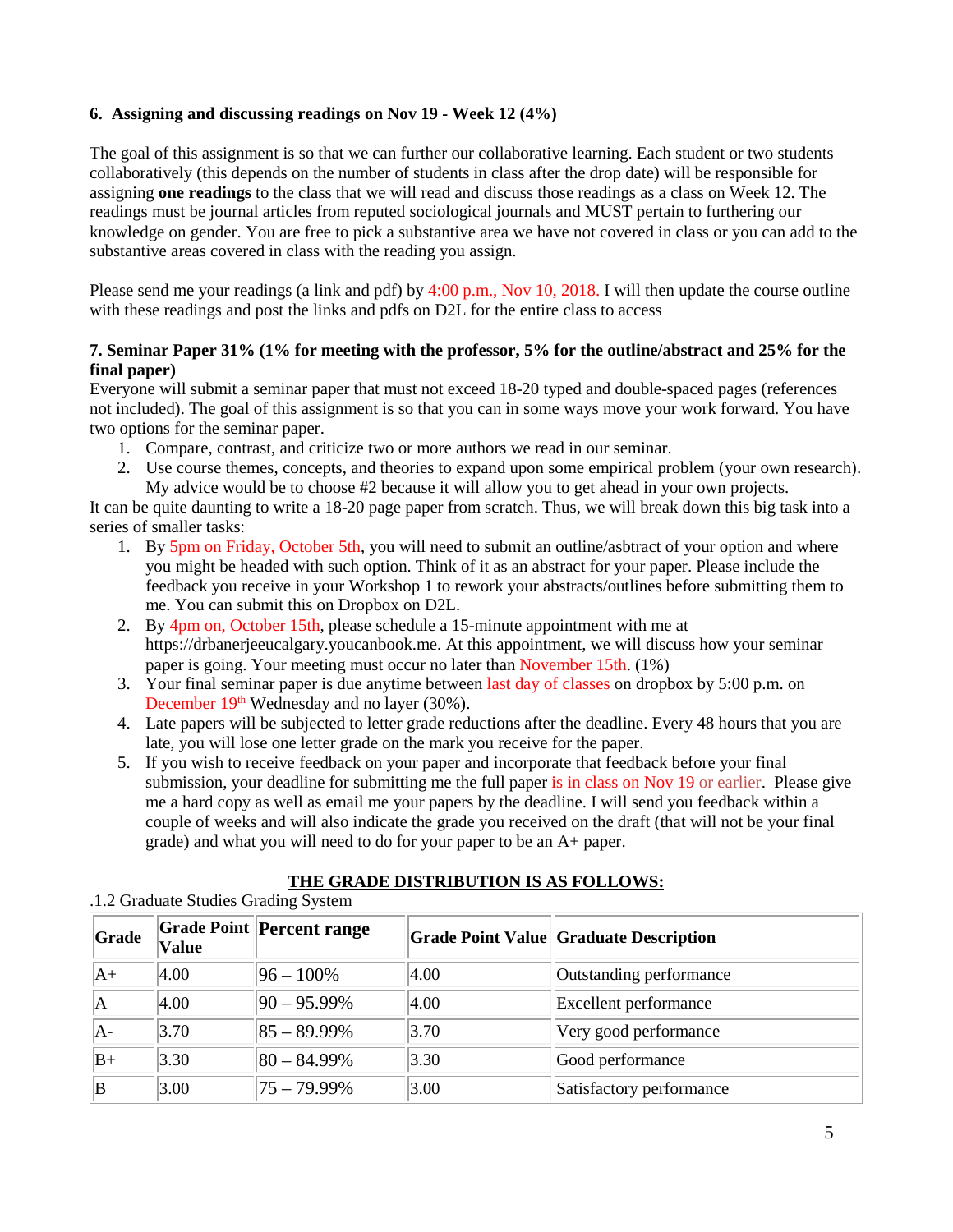**6. Assigning and discussing readings on Nov 19 - Week 12 (4%)**

The goal of this assignment is so that we can further our collaborative learning. Each student or two students collaboratively (this depends on the number of students in class after the drop date) will be responsible for assigning **one readings** to the class that we will read and discuss those readings as a class on Week 12. The readings must be journal articles from reputed sociological journals and MUST pertain to furthering our knowledge on gender. You are free to pick a substantive area we have not covered in class or you can add to the substantive areas covered in class with the reading you assign.

Please send me your readings (a link and pdf) by 4:00 p.m., Nov 10, 2018. I will then update the course outline with these readings and post the links and pdfs on D2L for the entire class to access

**7. Seminar Paper 31% (1% for meeting with the professor, 5% for the outline/abstract and 25% for the final paper)**

Everyone will submit a seminar paper that must not exceed 18-20 typed and double-spaced pages (references not included). The goal of this assignment is so that you can in some ways move your work forward. You have two options for the seminar paper.

1. Compare, contrast, and criticize two or more authors we read in our seminar.
2. Use course themes, concepts, and theories to expand upon some empirical problem (your own research). My advice would be to choose #2 because it will allow you to get ahead in your own projects.

It can be quite daunting to write a 18-20 page paper from scratch. Thus, we will break down this big task into a series of smaller tasks:

1. By 5pm on Friday, October 5th, you will need to submit an outline/asbtract of your option and where you might be headed with such option. Think of it as an abstract for your paper. Please include the feedback you receive in your Workshop 1 to rework your abstracts/outlines before submitting them to me. You can submit this on Dropbox on D2L.
2. By 4pm on, October 15th, please schedule a 15-minute appointment with me at https://drbanerjeeucalgary.youcanbook.me. At this appointment, we will discuss how your seminar paper is going. Your meeting must occur no later than November 15th. (1%)
3. Your final seminar paper is due anytime between last day of classes on dropbox by 5:00 p.m. on December 19th Wednesday and no layer (30%).
4. Late papers will be subjected to letter grade reductions after the deadline. Every 48 hours that you are late, you will lose one letter grade on the mark you receive for the paper.
5. If you wish to receive feedback on your paper and incorporate that feedback before your final submission, your deadline for submitting me the full paper is in class on Nov 19 or earlier. Please give me a hard copy as well as email me your papers by the deadline. I will send you feedback within a couple of weeks and will also indicate the grade you received on the draft (that will not be your final grade) and what you will need to do for your paper to be an A+ paper.

**THE GRADE DISTRIBUTION IS AS FOLLOWS:**

.1.2 Graduate Studies Grading System

| Grade | Grade Point Value | Percent range | Grade Point Value | Graduate Description |
|---|---|---|---|---|
| A+ | 4.00 | 96 – 100% | 4.00 | Outstanding performance |
| A | 4.00 | 90 – 95.99% | 4.00 | Excellent performance |
| A- | 3.70 | 85 – 89.99% | 3.70 | Very good performance |
| B+ | 3.30 | 80 – 84.99% | 3.30 | Good performance |
| B | 3.00 | 75 – 79.99% | 3.00 | Satisfactory performance |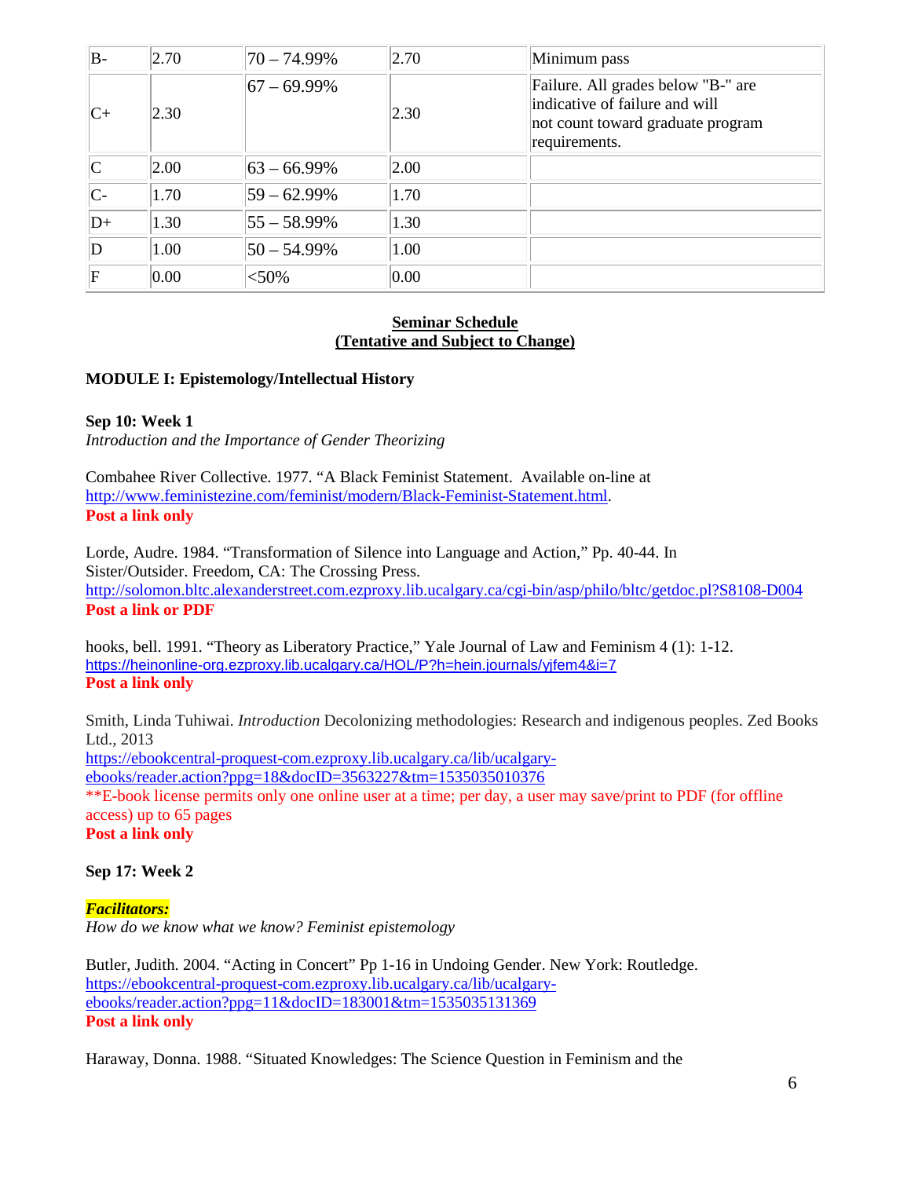| B- | 2.70 | 70 – 74.99% | 2.70 | Minimum pass |
|---|---|---|---|---|
| C+ | 2.30 | 67 – 69.99% | 2.30 | Failure. All grades below "B-" are indicative of failure and will not count toward graduate program requirements. |
| C | 2.00 | 63 – 66.99% | 2.00 | |
| C- | 1.70 | 59 – 62.99% | 1.70 | |
| D+ | 1.30 | 55 – 58.99% | 1.30 | |
| D | 1.00 | 50 – 54.99% | 1.00 | |
| F | 0.00 | <50% | 0.00 | |

## Seminar Schedule
## (Tentative and Subject to Change)

### MODULE I: Epistemology/Intellectual History

**Sep 10: Week 1**

*Introduction and the Importance of Gender Theorizing*

Combahee River Collective. 1977. "A Black Feminist Statement. Available on-line at http://www.feministezine.com/feminist/modern/Black-Feminist-Statement.html.
**Post a link only**

Lorde, Audre. 1984. "Transformation of Silence into Language and Action," Pp. 40-44. In Sister/Outsider. Freedom, CA: The Crossing Press.
http://solomon.bltc.alexanderstreet.com.ezproxy.lib.ucalgary.ca/cgi-bin/asp/philo/bltc/getdoc.pl?S8108-D004
**Post a link or PDF**

hooks, bell. 1991. "Theory as Liberatory Practice," Yale Journal of Law and Feminism 4 (1): 1-12.
https://heinonline-org.ezproxy.lib.ucalgary.ca/HOL/P?h=hein.journals/yjfem4&i=7
**Post a link only**

Smith, Linda Tuhiwai. *Introduction* Decolonizing methodologies: Research and indigenous peoples. Zed Books Ltd., 2013
https://ebookcentral-proquest-com.ezproxy.lib.ucalgary.ca/lib/ucalgary-ebooks/reader.action?ppg=18&docID=3563227&tm=1535035010376
**E-book license permits only one online user at a time; per day, a user may save/print to PDF (for offline access) up to 65 pages
**Post a link only**

**Sep 17: Week 2**

***Facilitators:***

*How do we know what we know? Feminist epistemology*

Butler, Judith. 2004. "Acting in Concert" Pp 1-16 in Undoing Gender. New York: Routledge.
https://ebookcentral-proquest-com.ezproxy.lib.ucalgary.ca/lib/ucalgary-ebooks/reader.action?ppg=11&docID=183001&tm=1535035131369
**Post a link only**

Haraway, Donna. 1988. "Situated Knowledges: The Science Question in Feminism and the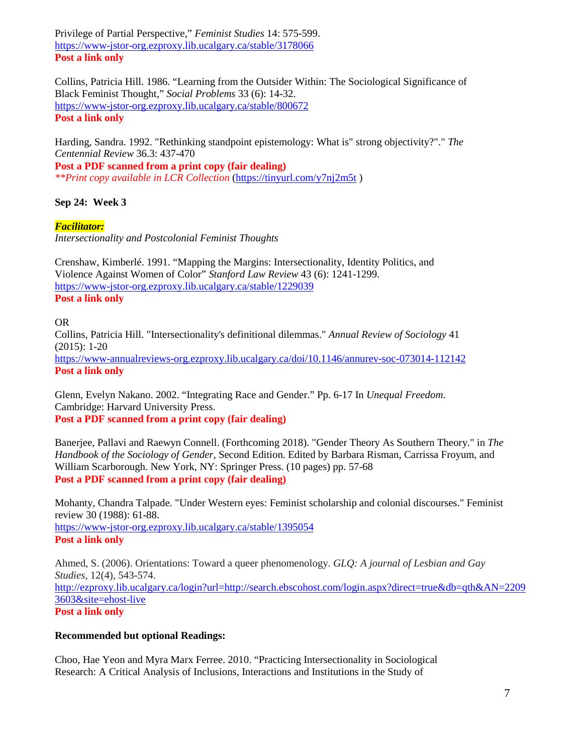Privilege of Partial Perspective," *Feminist Studies* 14: 575-599.
https://www-jstor-org.ezproxy.lib.ucalgary.ca/stable/3178066
**Post a link only**

Collins, Patricia Hill. 1986. "Learning from the Outsider Within: The Sociological Significance of Black Feminist Thought," *Social Problems* 33 (6): 14-32.
https://www-jstor-org.ezproxy.lib.ucalgary.ca/stable/800672
**Post a link only**

Harding, Sandra. 1992. "Rethinking standpoint epistemology: What is" strong objectivity?"." *The Centennial Review* 36.3: 437-470
**Post a PDF scanned from a print copy (fair dealing)**
*\*\*Print copy available in LCR Collection* (https://tinyurl.com/y7nj2m5t )

**Sep 24: Week 3**

***Facilitator:***
*Intersectionality and Postcolonial Feminist Thoughts*

Crenshaw, Kimberlé. 1991. "Mapping the Margins: Intersectionality, Identity Politics, and Violence Against Women of Color" *Stanford Law Review* 43 (6): 1241-1299.
https://www-jstor-org.ezproxy.lib.ucalgary.ca/stable/1229039
**Post a link only**

OR
Collins, Patricia Hill. "Intersectionality's definitional dilemmas." *Annual Review of Sociology* 41 (2015): 1-20
https://www-annualreviews-org.ezproxy.lib.ucalgary.ca/doi/10.1146/annurev-soc-073014-112142
**Post a link only**

Glenn, Evelyn Nakano. 2002. "Integrating Race and Gender." Pp. 6-17 In *Unequal Freedom*. Cambridge: Harvard University Press.
**Post a PDF scanned from a print copy (fair dealing)**

Banerjee, Pallavi and Raewyn Connell. (Forthcoming 2018). "Gender Theory As Southern Theory." in *The Handbook of the Sociology of Gender*, Second Edition. Edited by Barbara Risman, Carrissa Froyum, and William Scarborough. New York, NY: Springer Press. (10 pages) pp. 57-68
**Post a PDF scanned from a print copy (fair dealing)**

Mohanty, Chandra Talpade. "Under Western eyes: Feminist scholarship and colonial discourses." Feminist review 30 (1988): 61-88.
https://www-jstor-org.ezproxy.lib.ucalgary.ca/stable/1395054
**Post a link only**

Ahmed, S. (2006). Orientations: Toward a queer phenomenology. *GLQ: A journal of Lesbian and Gay Studies*, 12(4), 543-574.
http://ezproxy.lib.ucalgary.ca/login?url=http://search.ebscohost.com/login.aspx?direct=true&db=qth&AN=22093603&site=ehost-live
**Post a link only**

**Recommended but optional Readings:**

Choo, Hae Yeon and Myra Marx Ferree. 2010. "Practicing Intersectionality in Sociological Research: A Critical Analysis of Inclusions, Interactions and Institutions in the Study of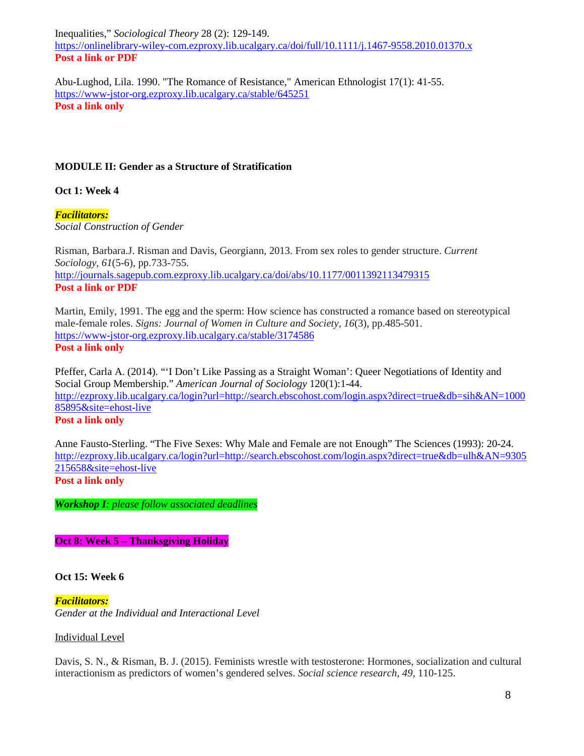Inequalities," *Sociological Theory* 28 (2): 129-149.
https://onlinelibrary-wiley-com.ezproxy.lib.ucalgary.ca/doi/full/10.1111/j.1467-9558.2010.01370.x
**Post a link or PDF**

Abu-Lughod, Lila. 1990. "The Romance of Resistance," American Ethnologist 17(1): 41-55.
https://www-jstor-org.ezproxy.lib.ucalgary.ca/stable/645251
**Post a link only**

## MODULE II: Gender as a Structure of Stratification

### Oct 1: Week 4

***Facilitators:***
*Social Construction of Gender*

Risman, Barbara.J. Risman and Davis, Georgiann, 2013. From sex roles to gender structure. *Current Sociology*, *61*(5-6), pp.733-755.
http://journals.sagepub.com.ezproxy.lib.ucalgary.ca/doi/abs/10.1177/0011392113479315
**Post a link or PDF**

Martin, Emily, 1991. The egg and the sperm: How science has constructed a romance based on stereotypical male-female roles. *Signs: Journal of Women in Culture and Society*, *16*(3), pp.485-501.
https://www-jstor-org.ezproxy.lib.ucalgary.ca/stable/3174586
**Post a link only**

Pfeffer, Carla A. (2014). "'I Don't Like Passing as a Straight Woman': Queer Negotiations of Identity and Social Group Membership." *American Journal of Sociology* 120(1):1-44.
http://ezproxy.lib.ucalgary.ca/login?url=http://search.ebscohost.com/login.aspx?direct=true&db=sih&AN=100085895&site=ehost-live
**Post a link only**

Anne Fausto-Sterling. "The Five Sexes: Why Male and Female are not Enough" The Sciences (1993): 20-24.
http://ezproxy.lib.ucalgary.ca/login?url=http://search.ebscohost.com/login.aspx?direct=true&db=ulh&AN=9305215658&site=ehost-live
**Post a link only**

***Workshop I**: please follow associated deadlines*

### Oct 8: Week 5 – Thanksgiving Holiday

### Oct 15: Week 6

***Facilitators:***
*Gender at the Individual and Interactional Level*

Individual Level

Davis, S. N., & Risman, B. J. (2015). Feminists wrestle with testosterone: Hormones, socialization and cultural interactionism as predictors of women's gendered selves. *Social science research*, *49*, 110-125.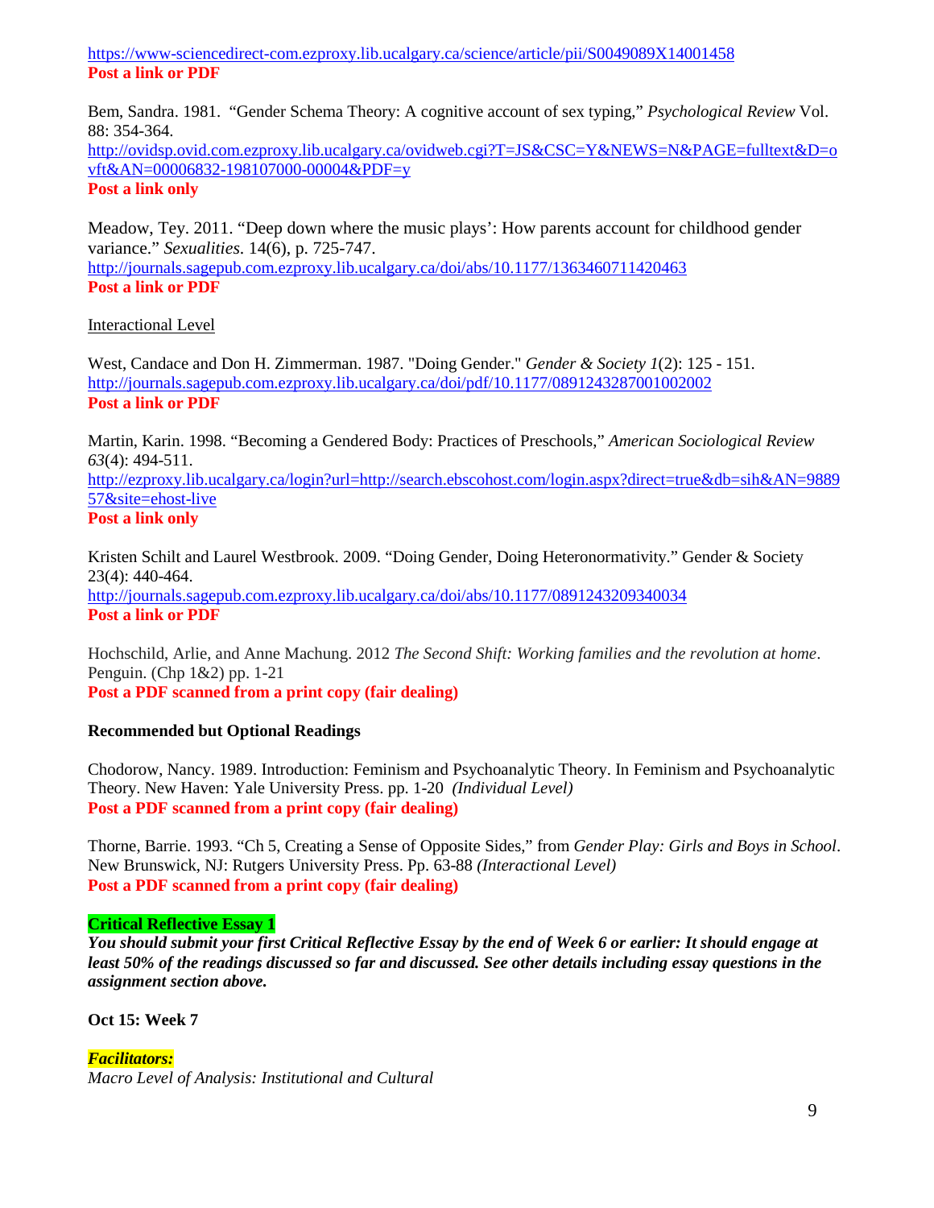https://www-sciencedirect-com.ezproxy.lib.ucalgary.ca/science/article/pii/S0049089X14001458
**Post a link or PDF**

Bem, Sandra. 1981. "Gender Schema Theory: A cognitive account of sex typing," *Psychological Review* Vol. 88: 354-364.
http://ovidsp.ovid.com.ezproxy.lib.ucalgary.ca/ovidweb.cgi?T=JS&CSC=Y&NEWS=N&PAGE=fulltext&D=ovft&AN=00006832-198107000-00004&PDF=y
**Post a link only**

Meadow, Tey. 2011. "Deep down where the music plays': How parents account for childhood gender variance." *Sexualities*. 14(6), p. 725-747.
http://journals.sagepub.com.ezproxy.lib.ucalgary.ca/doi/abs/10.1177/1363460711420463
**Post a link or PDF**

Interactional Level

West, Candace and Don H. Zimmerman. 1987. "Doing Gender." *Gender & Society 1*(2): 125 - 151.
http://journals.sagepub.com.ezproxy.lib.ucalgary.ca/doi/pdf/10.1177/0891243287001002002
**Post a link or PDF**

Martin, Karin. 1998. "Becoming a Gendered Body: Practices of Preschools," *American Sociological Review 63*(4): 494-511.
http://ezproxy.lib.ucalgary.ca/login?url=http://search.ebscohost.com/login.aspx?direct=true&db=sih&AN=988957&site=ehost-live
**Post a link only**

Kristen Schilt and Laurel Westbrook. 2009. "Doing Gender, Doing Heteronormativity." Gender & Society 23(4): 440-464.
http://journals.sagepub.com.ezproxy.lib.ucalgary.ca/doi/abs/10.1177/0891243209340034
**Post a link or PDF**

Hochschild, Arlie, and Anne Machung. 2012 *The Second Shift: Working families and the revolution at home*. Penguin. (Chp 1&2) pp. 1-21
**Post a PDF scanned from a print copy (fair dealing)**

**Recommended but Optional Readings**

Chodorow, Nancy. 1989. Introduction: Feminism and Psychoanalytic Theory. In Feminism and Psychoanalytic Theory. New Haven: Yale University Press. pp. 1-20 *(Individual Level)*
**Post a PDF scanned from a print copy (fair dealing)**

Thorne, Barrie. 1993. "Ch 5, Creating a Sense of Opposite Sides," from *Gender Play: Girls and Boys in School*. New Brunswick, NJ: Rutgers University Press. Pp. 63-88 *(Interactional Level)*
**Post a PDF scanned from a print copy (fair dealing)**

**Critical Reflective Essay 1**
***You should submit your first Critical Reflective Essay by the end of Week 6 or earlier: It should engage at least 50% of the readings discussed so far and discussed. See other details including essay questions in the assignment section above.***

**Oct 15: Week 7**

***Facilitators:***
*Macro Level of Analysis: Institutional and Cultural*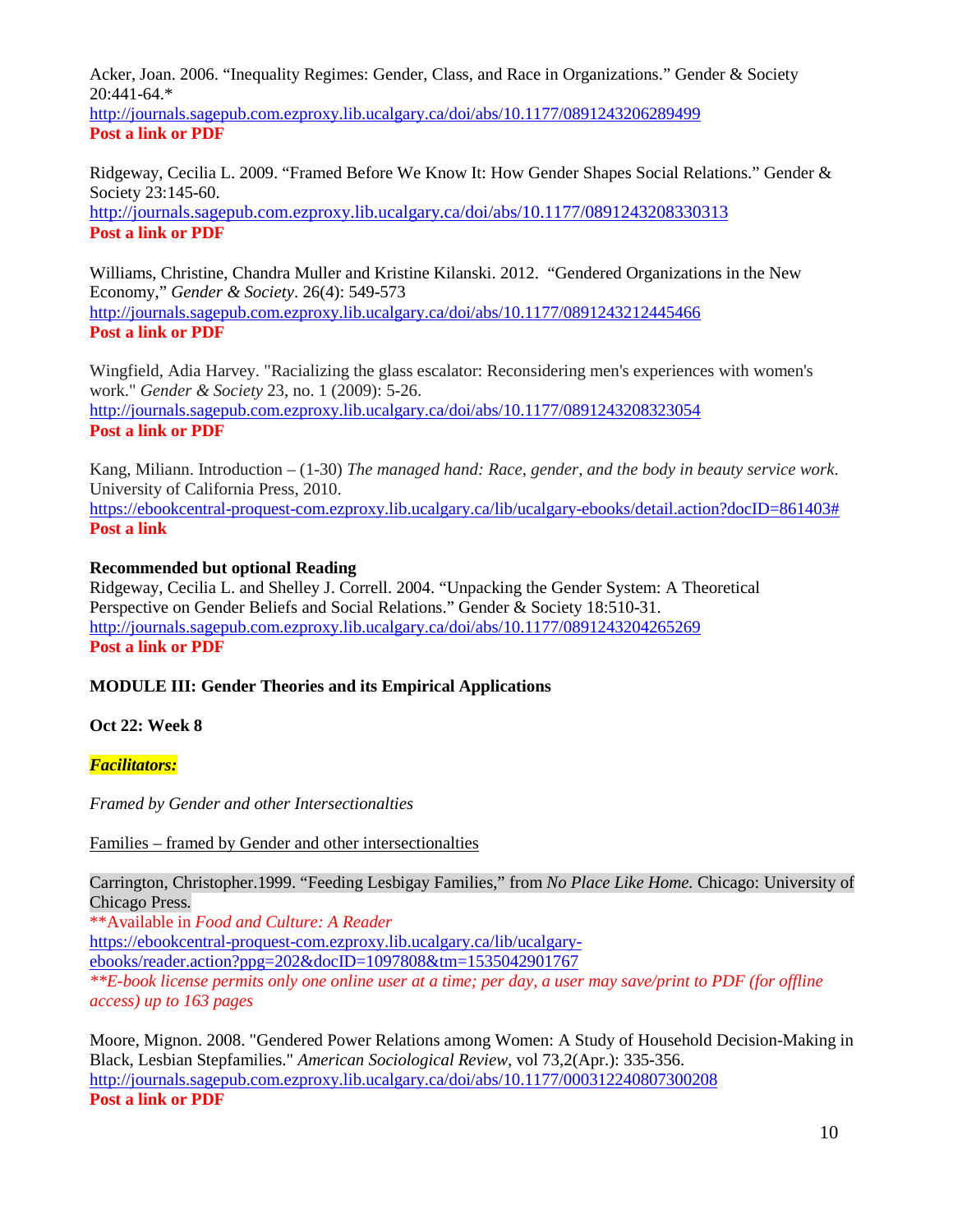Acker, Joan. 2006. "Inequality Regimes: Gender, Class, and Race in Organizations." Gender & Society 20:441-64.*
http://journals.sagepub.com.ezproxy.lib.ucalgary.ca/doi/abs/10.1177/0891243206289499
**Post a link or PDF**

Ridgeway, Cecilia L. 2009. "Framed Before We Know It: How Gender Shapes Social Relations." Gender & Society 23:145-60.
http://journals.sagepub.com.ezproxy.lib.ucalgary.ca/doi/abs/10.1177/0891243208330313
**Post a link or PDF**

Williams, Christine, Chandra Muller and Kristine Kilanski. 2012. "Gendered Organizations in the New Economy," *Gender & Society*. 26(4): 549-573
http://journals.sagepub.com.ezproxy.lib.ucalgary.ca/doi/abs/10.1177/0891243212445466
**Post a link or PDF**

Wingfield, Adia Harvey. "Racializing the glass escalator: Reconsidering men's experiences with women's work." *Gender & Society* 23, no. 1 (2009): 5-26.
http://journals.sagepub.com.ezproxy.lib.ucalgary.ca/doi/abs/10.1177/0891243208323054
**Post a link or PDF**

Kang, Miliann. Introduction – (1-30) *The managed hand: Race, gender, and the body in beauty service work*. University of California Press, 2010.
https://ebookcentral-proquest-com.ezproxy.lib.ucalgary.ca/lib/ucalgary-ebooks/detail.action?docID=861403#
**Post a link**

**Recommended but optional Reading**
Ridgeway, Cecilia L. and Shelley J. Correll. 2004. "Unpacking the Gender System: A Theoretical Perspective on Gender Beliefs and Social Relations." Gender & Society 18:510-31.
http://journals.sagepub.com.ezproxy.lib.ucalgary.ca/doi/abs/10.1177/0891243204265269
**Post a link or PDF**

## MODULE III: Gender Theories and its Empirical Applications

**Oct 22: Week 8**

***Facilitators:***

*Framed by Gender and other Intersectionalties*

Families – framed by Gender and other intersectionalties

Carrington, Christopher.1999. "Feeding Lesbigay Families," from *No Place Like Home.* Chicago: University of Chicago Press.
**Available in *Food and Culture: A Reader*
https://ebookcentral-proquest-com.ezproxy.lib.ucalgary.ca/lib/ucalgary-ebooks/reader.action?ppg=202&docID=1097808&tm=1535042901767
*\*\*E-book license permits only one online user at a time; per day, a user may save/print to PDF (for offline access) up to 163 pages*

Moore, Mignon. 2008. "Gendered Power Relations among Women: A Study of Household Decision-Making in Black, Lesbian Stepfamilies." *American Sociological Review,* vol 73,2(Apr.): 335-356.
http://journals.sagepub.com.ezproxy.lib.ucalgary.ca/doi/abs/10.1177/000312240807300208
**Post a link or PDF**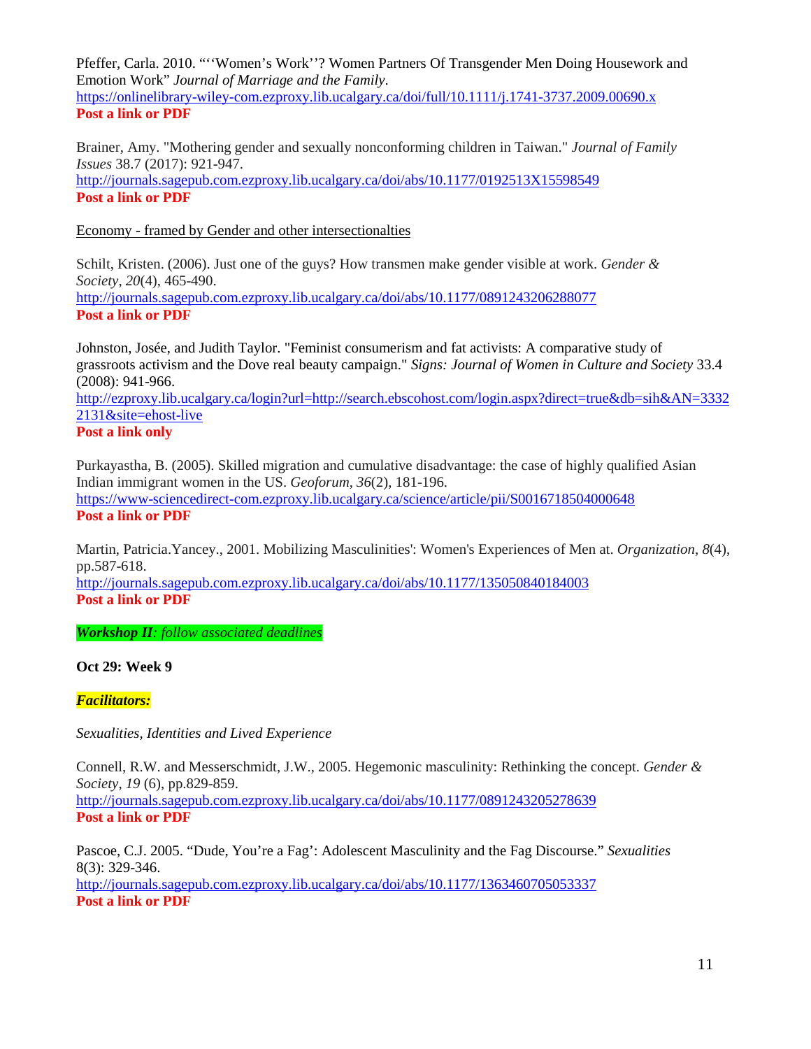Pfeffer, Carla. 2010. "''Women's Work''? Women Partners Of Transgender Men Doing Housework and Emotion Work" *Journal of Marriage and the Family*.
https://onlinelibrary-wiley-com.ezproxy.lib.ucalgary.ca/doi/full/10.1111/j.1741-3737.2009.00690.x
**Post a link or PDF**

Brainer, Amy. "Mothering gender and sexually nonconforming children in Taiwan." *Journal of Family Issues* 38.7 (2017): 921-947.
http://journals.sagepub.com.ezproxy.lib.ucalgary.ca/doi/abs/10.1177/0192513X15598549
**Post a link or PDF**

<u>Economy - framed by Gender and other intersectionalties</u>

Schilt, Kristen. (2006). Just one of the guys? How transmen make gender visible at work. *Gender & Society*, *20*(4), 465-490.
http://journals.sagepub.com.ezproxy.lib.ucalgary.ca/doi/abs/10.1177/0891243206288077
**Post a link or PDF**

Johnston, Josée, and Judith Taylor. "Feminist consumerism and fat activists: A comparative study of grassroots activism and the Dove real beauty campaign." *Signs: Journal of Women in Culture and Society* 33.4 (2008): 941-966.
http://ezproxy.lib.ucalgary.ca/login?url=http://search.ebscohost.com/login.aspx?direct=true&db=sih&AN=33322131&site=ehost-live
**Post a link only**

Purkayastha, B. (2005). Skilled migration and cumulative disadvantage: the case of highly qualified Asian Indian immigrant women in the US. *Geoforum*, *36*(2), 181-196.
https://www-sciencedirect-com.ezproxy.lib.ucalgary.ca/science/article/pii/S0016718504000648
**Post a link or PDF**

Martin, Patricia.Yancey., 2001. Mobilizing Masculinities': Women's Experiences of Men at. *Organization*, *8*(4), pp.587-618.
http://journals.sagepub.com.ezproxy.lib.ucalgary.ca/doi/abs/10.1177/135050840184003
**Post a link or PDF**

***Workshop II**: follow associated deadlines*

**Oct 29: Week 9**

***Facilitators:***

*Sexualities, Identities and Lived Experience*

Connell, R.W. and Messerschmidt, J.W., 2005. Hegemonic masculinity: Rethinking the concept. *Gender & Society*, *19* (6), pp.829-859.
http://journals.sagepub.com.ezproxy.lib.ucalgary.ca/doi/abs/10.1177/0891243205278639
**Post a link or PDF**

Pascoe, C.J. 2005. "Dude, You're a Fag': Adolescent Masculinity and the Fag Discourse." *Sexualities* 8(3): 329-346.
http://journals.sagepub.com.ezproxy.lib.ucalgary.ca/doi/abs/10.1177/1363460705053337
**Post a link or PDF**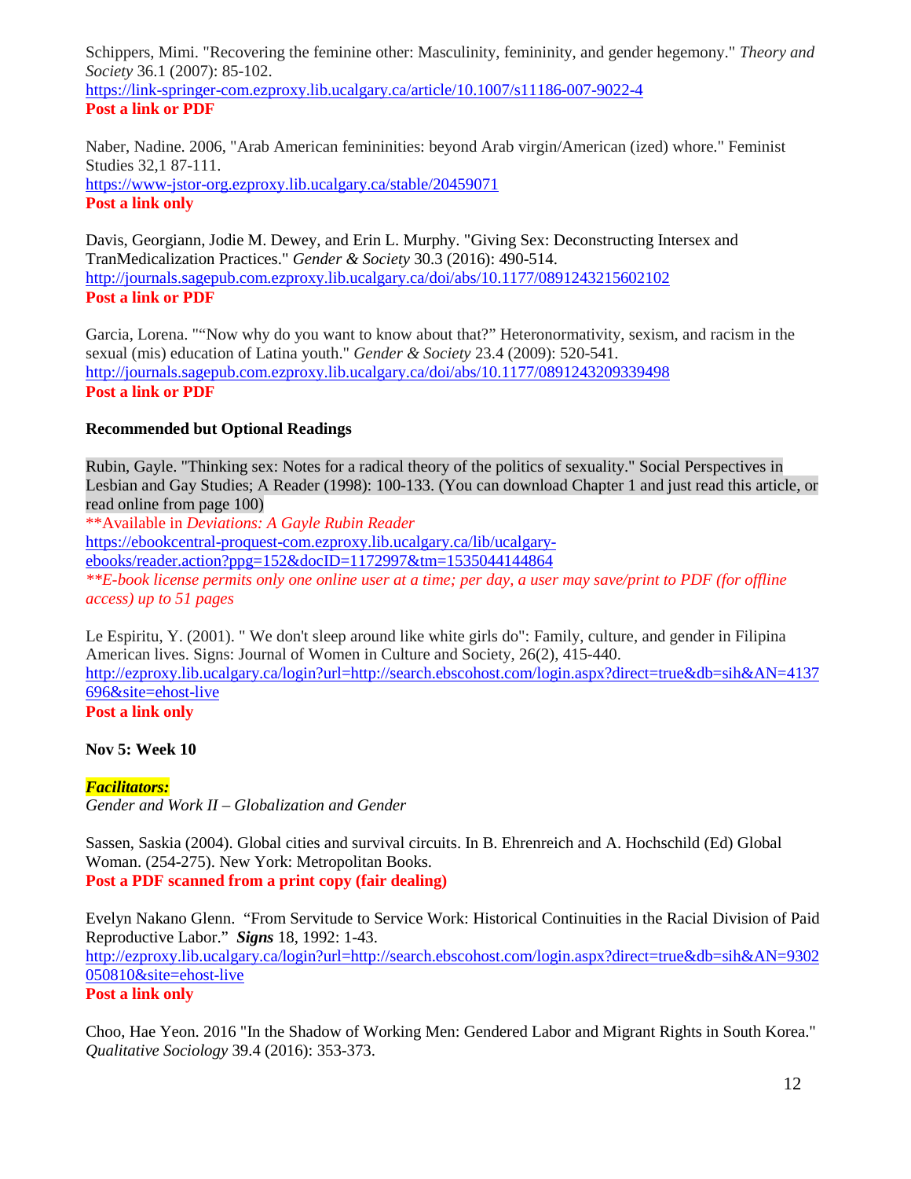Schippers, Mimi. "Recovering the feminine other: Masculinity, femininity, and gender hegemony." *Theory and Society* 36.1 (2007): 85-102.
https://link-springer-com.ezproxy.lib.ucalgary.ca/article/10.1007/s11186-007-9022-4
**Post a link or PDF**

Naber, Nadine. 2006, "Arab American femininities: beyond Arab virgin/American (ized) whore." Feminist Studies 32,1 87-111.
https://www-jstor-org.ezproxy.lib.ucalgary.ca/stable/20459071
**Post a link only**

Davis, Georgiann, Jodie M. Dewey, and Erin L. Murphy. "Giving Sex: Deconstructing Intersex and TranMedicalization Practices." *Gender & Society* 30.3 (2016): 490-514.
http://journals.sagepub.com.ezproxy.lib.ucalgary.ca/doi/abs/10.1177/0891243215602102
**Post a link or PDF**

Garcia, Lorena. ""Now why do you want to know about that?" Heteronormativity, sexism, and racism in the sexual (mis) education of Latina youth." *Gender & Society* 23.4 (2009): 520-541.
http://journals.sagepub.com.ezproxy.lib.ucalgary.ca/doi/abs/10.1177/0891243209339498
**Post a link or PDF**

**Recommended but Optional Readings**

Rubin, Gayle. "Thinking sex: Notes for a radical theory of the politics of sexuality." Social Perspectives in Lesbian and Gay Studies; A Reader (1998): 100-133. (You can download Chapter 1 and just read this article, or read online from page 100)
**Available in *Deviations: A Gayle Rubin Reader*
https://ebookcentral-proquest-com.ezproxy.lib.ucalgary.ca/lib/ucalgary-ebooks/reader.action?ppg=152&docID=1172997&tm=1535044144864
*\*\*E-book license permits only one online user at a time; per day, a user may save/print to PDF (for offline access) up to 51 pages*

Le Espiritu, Y. (2001). " We don't sleep around like white girls do": Family, culture, and gender in Filipina American lives. Signs: Journal of Women in Culture and Society, 26(2), 415-440.
http://ezproxy.lib.ucalgary.ca/login?url=http://search.ebscohost.com/login.aspx?direct=true&db=sih&AN=4137696&site=ehost-live
**Post a link only**

**Nov 5: Week 10**

***Facilitators:***
*Gender and Work II – Globalization and Gender*

Sassen, Saskia (2004). Global cities and survival circuits. In B. Ehrenreich and A. Hochschild (Ed) Global Woman. (254-275). New York: Metropolitan Books.
**Post a PDF scanned from a print copy (fair dealing)**

Evelyn Nakano Glenn. "From Servitude to Service Work: Historical Continuities in the Racial Division of Paid Reproductive Labor." ***Signs*** 18, 1992: 1-43.
http://ezproxy.lib.ucalgary.ca/login?url=http://search.ebscohost.com/login.aspx?direct=true&db=sih&AN=9302050810&site=ehost-live
**Post a link only**

Choo, Hae Yeon. 2016 "In the Shadow of Working Men: Gendered Labor and Migrant Rights in South Korea." *Qualitative Sociology* 39.4 (2016): 353-373.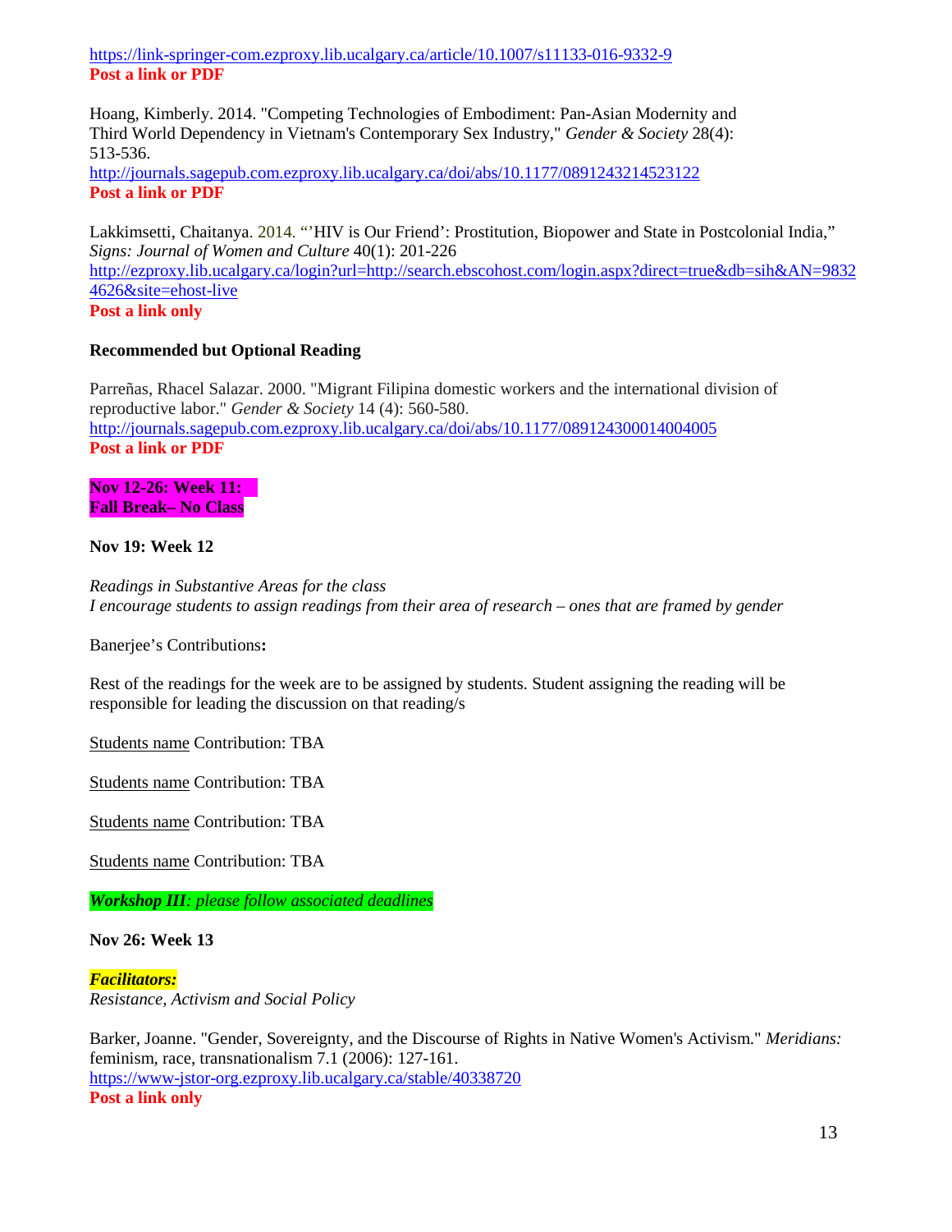https://link-springer-com.ezproxy.lib.ucalgary.ca/article/10.1007/s11133-016-9332-9
**Post a link or PDF**

Hoang, Kimberly. 2014. "Competing Technologies of Embodiment: Pan-Asian Modernity and Third World Dependency in Vietnam's Contemporary Sex Industry," *Gender & Society* 28(4): 513-536.
http://journals.sagepub.com.ezproxy.lib.ucalgary.ca/doi/abs/10.1177/0891243214523122
**Post a link or PDF**

Lakkimsetti, Chaitanya. 2014. "'HIV is Our Friend': Prostitution, Biopower and State in Postcolonial India," *Signs: Journal of Women and Culture* 40(1): 201-226
http://ezproxy.lib.ucalgary.ca/login?url=http://search.ebscohost.com/login.aspx?direct=true&db=sih&AN=98324626&site=ehost-live
**Post a link only**

**Recommended but Optional Reading**

Parreñas, Rhacel Salazar. 2000. "Migrant Filipina domestic workers and the international division of reproductive labor." *Gender & Society* 14 (4): 560-580.
http://journals.sagepub.com.ezproxy.lib.ucalgary.ca/doi/abs/10.1177/089124300014004005
**Post a link or PDF**

**Nov 12-26: Week 11:**
**Fall Break– No Class**

**Nov 19: Week 12**

*Readings in Substantive Areas for the class*
*I encourage students to assign readings from their area of research – ones that are framed by gender*

Banerjee's Contributions**:**

Rest of the readings for the week are to be assigned by students. Student assigning the reading will be responsible for leading the discussion on that reading/s

Students name Contribution: TBA

Students name Contribution: TBA

Students name Contribution: TBA

Students name Contribution: TBA

***Workshop III****: please follow associated deadlines*

**Nov 26: Week 13**

***Facilitators:***
*Resistance, Activism and Social Policy*

Barker, Joanne. "Gender, Sovereignty, and the Discourse of Rights in Native Women's Activism." *Meridians:* feminism, race, transnationalism 7.1 (2006): 127-161.
https://www-jstor-org.ezproxy.lib.ucalgary.ca/stable/40338720
**Post a link only**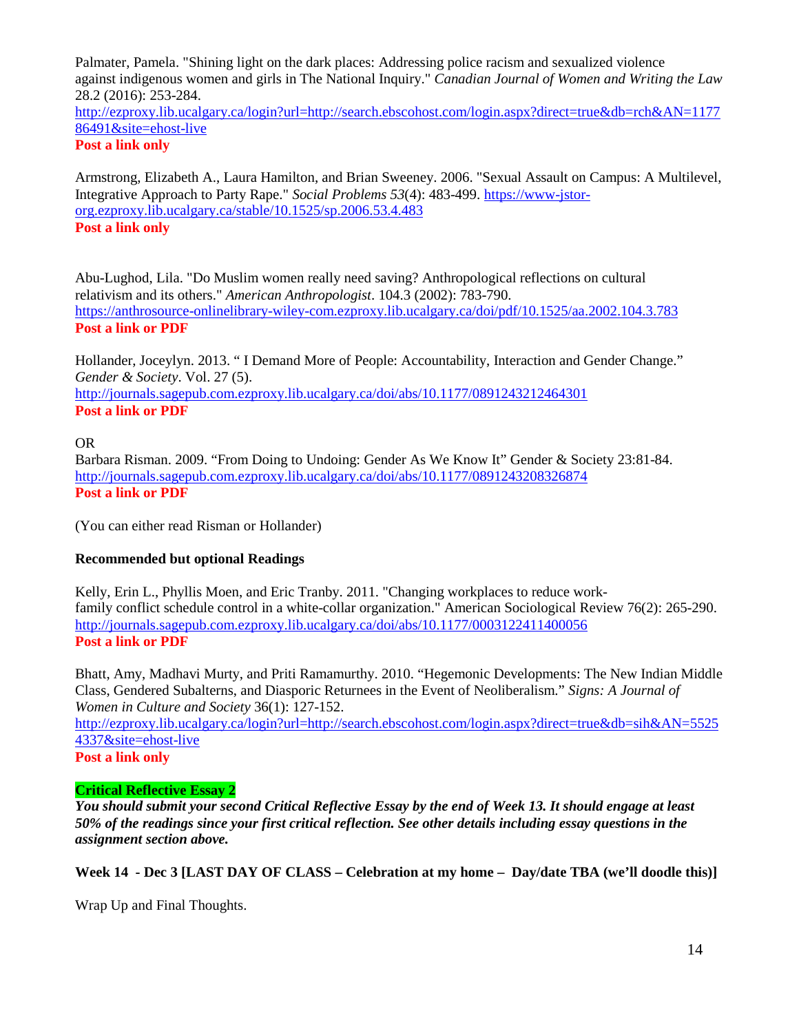Palmater, Pamela. "Shining light on the dark places: Addressing police racism and sexualized violence against indigenous women and girls in The National Inquiry." *Canadian Journal of Women and Writing the Law* 28.2 (2016): 253-284.
http://ezproxy.lib.ucalgary.ca/login?url=http://search.ebscohost.com/login.aspx?direct=true&db=rch&AN=117786491&site=ehost-live
**Post a link only**

Armstrong, Elizabeth A., Laura Hamilton, and Brian Sweeney. 2006. "Sexual Assault on Campus: A Multilevel, Integrative Approach to Party Rape." *Social Problems 53*(4): 483-499. https://www-jstor-org.ezproxy.lib.ucalgary.ca/stable/10.1525/sp.2006.53.4.483
**Post a link only**

Abu-Lughod, Lila. "Do Muslim women really need saving? Anthropological reflections on cultural relativism and its others." *American Anthropologist*. 104.3 (2002): 783-790.
https://anthrosource-onlinelibrary-wiley-com.ezproxy.lib.ucalgary.ca/doi/pdf/10.1525/aa.2002.104.3.783
**Post a link or PDF**

Hollander, Joceylyn. 2013. " I Demand More of People: Accountability, Interaction and Gender Change." *Gender & Society*. Vol. 27 (5).
http://journals.sagepub.com.ezproxy.lib.ucalgary.ca/doi/abs/10.1177/0891243212464301
**Post a link or PDF**

OR
Barbara Risman. 2009. "From Doing to Undoing: Gender As We Know It" Gender & Society 23:81-84.
http://journals.sagepub.com.ezproxy.lib.ucalgary.ca/doi/abs/10.1177/0891243208326874
**Post a link or PDF**

(You can either read Risman or Hollander)

**Recommended but optional Readings**

Kelly, Erin L., Phyllis Moen, and Eric Tranby. 2011. "Changing workplaces to reduce work-family conflict schedule control in a white-collar organization." American Sociological Review 76(2): 265-290.
http://journals.sagepub.com.ezproxy.lib.ucalgary.ca/doi/abs/10.1177/0003122411400056
**Post a link or PDF**

Bhatt, Amy, Madhavi Murty, and Priti Ramamurthy. 2010. "Hegemonic Developments: The New Indian Middle Class, Gendered Subalterns, and Diasporic Returnees in the Event of Neoliberalism." *Signs: A Journal of Women in Culture and Society* 36(1): 127-152.
http://ezproxy.lib.ucalgary.ca/login?url=http://search.ebscohost.com/login.aspx?direct=true&db=sih&AN=55254337&site=ehost-live
**Post a link only**

**Critical Reflective Essay 2**

***You should submit your second Critical Reflective Essay by the end of Week 13. It should engage at least 50% of the readings since your first critical reflection. See other details including essay questions in the assignment section above.***

**Week 14 - Dec 3 [LAST DAY OF CLASS – Celebration at my home – Day/date TBA (we'll doodle this)]**

Wrap Up and Final Thoughts.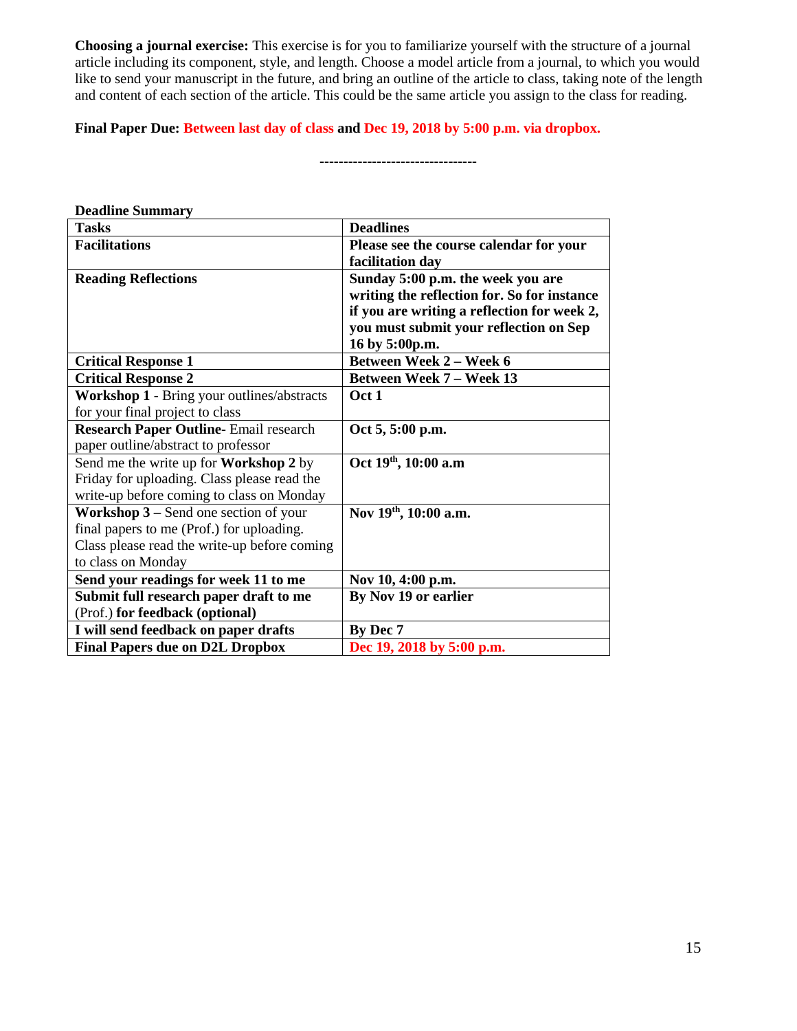**Choosing a journal exercise:** This exercise is for you to familiarize yourself with the structure of a journal article including its component, style, and length. Choose a model article from a journal, to which you would like to send your manuscript in the future, and bring an outline of the article to class, taking note of the length and content of each section of the article. This could be the same article you assign to the class for reading.

**Final Paper Due: Between last day of class and Dec 19, 2018 by 5:00 p.m. via dropbox.**

--------------------------------

**Deadline Summary**

| **Tasks** | **Deadlines** |
|---|---|
| **Facilitations** | **Please see the course calendar for your facilitation day** |
| **Reading Reflections** | **Sunday 5:00 p.m. the week you are writing the reflection for. So for instance if you are writing a reflection for week 2, you must submit your reflection on Sep 16 by 5:00p.m.** |
| **Critical Response 1** | **Between Week 2 – Week 6** |
| **Critical Response 2** | **Between Week 7 – Week 13** |
| **Workshop 1 -** Bring your outlines/abstracts for your final project to class | **Oct 1** |
| **Research Paper Outline-** Email research paper outline/abstract to professor | **Oct 5, 5:00 p.m.** |
| Send me the write up for **Workshop 2** by Friday for uploading. Class please read the write-up before coming to class on Monday | **Oct 19th, 10:00 a.m** |
| **Workshop 3 –** Send one section of your final papers to me (Prof.) for uploading. Class please read the write-up before coming to class on Monday | **Nov 19th, 10:00 a.m.** |
| **Send your readings for week 11 to me** | **Nov 10, 4:00 p.m.** |
| **Submit full research paper draft to me** (Prof.) **for feedback (optional)** | **By Nov 19 or earlier** |
| **I will send feedback on paper drafts** | **By Dec 7** |
| **Final Papers due on D2L Dropbox** | **Dec 19, 2018 by 5:00 p.m.** |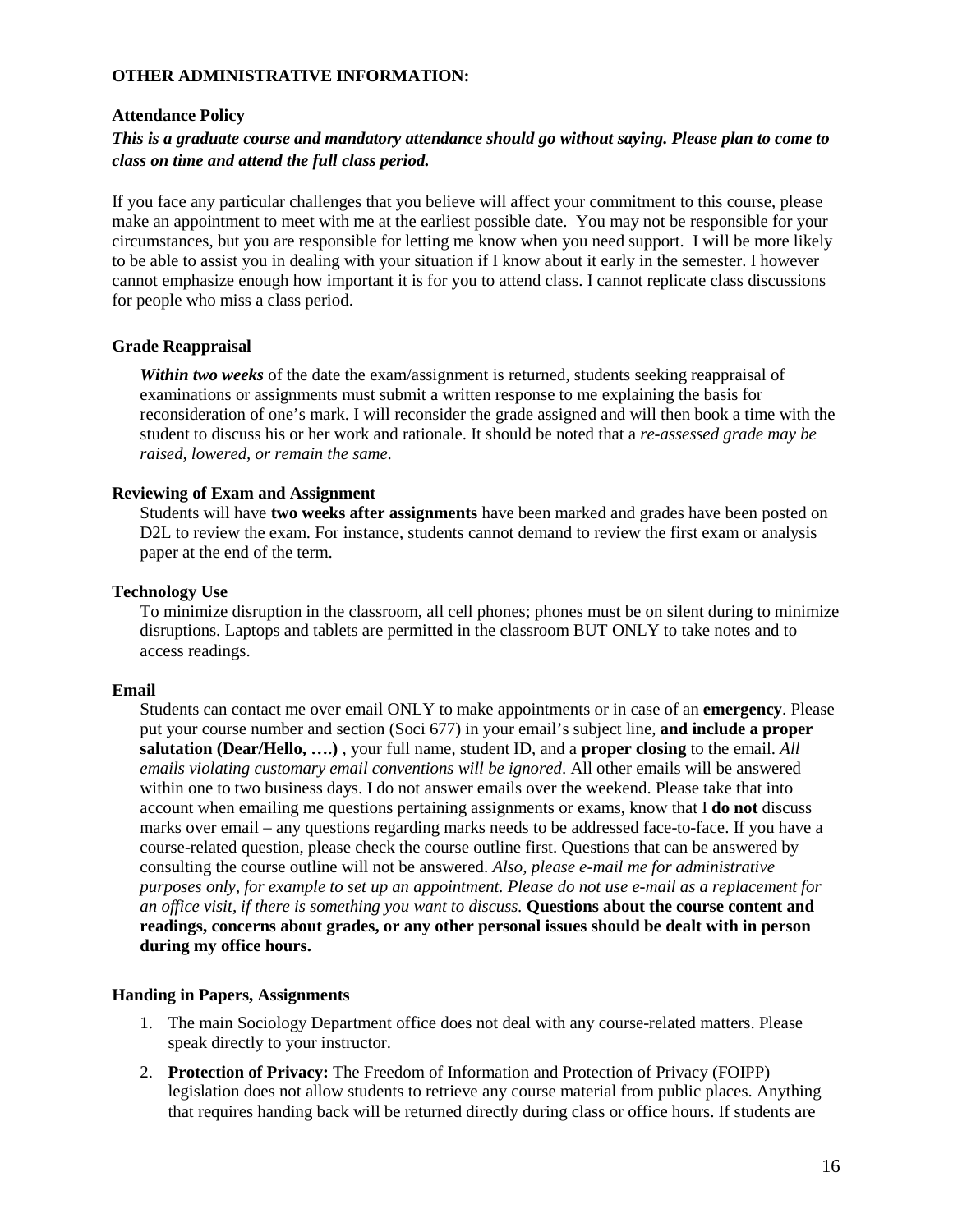**OTHER ADMINISTRATIVE INFORMATION:**

**Attendance Policy**

***This is a graduate course and mandatory attendance should go without saying. Please plan to come to class on time and attend the full class period.***

If you face any particular challenges that you believe will affect your commitment to this course, please make an appointment to meet with me at the earliest possible date. You may not be responsible for your circumstances, but you are responsible for letting me know when you need support. I will be more likely to be able to assist you in dealing with your situation if I know about it early in the semester. I however cannot emphasize enough how important it is for you to attend class. I cannot replicate class discussions for people who miss a class period.

**Grade Reappraisal**

***Within two weeks*** of the date the exam/assignment is returned, students seeking reappraisal of examinations or assignments must submit a written response to me explaining the basis for reconsideration of one's mark. I will reconsider the grade assigned and will then book a time with the student to discuss his or her work and rationale. It should be noted that a *re-assessed grade may be raised, lowered, or remain the same.*

**Reviewing of Exam and Assignment**

Students will have **two weeks after assignments** have been marked and grades have been posted on D2L to review the exam. For instance, students cannot demand to review the first exam or analysis paper at the end of the term.

**Technology Use**

To minimize disruption in the classroom, all cell phones; phones must be on silent during to minimize disruptions. Laptops and tablets are permitted in the classroom BUT ONLY to take notes and to access readings.

**Email**

Students can contact me over email ONLY to make appointments or in case of an **emergency**. Please put your course number and section (Soci 677) in your email's subject line, **and include a proper salutation (Dear/Hello, ….)** , your full name, student ID, and a **proper closing** to the email. *All emails violating customary email conventions will be ignored*. All other emails will be answered within one to two business days. I do not answer emails over the weekend. Please take that into account when emailing me questions pertaining assignments or exams, know that I **do not** discuss marks over email – any questions regarding marks needs to be addressed face-to-face. If you have a course-related question, please check the course outline first. Questions that can be answered by consulting the course outline will not be answered. *Also, please e-mail me for administrative purposes only, for example to set up an appointment. Please do not use e-mail as a replacement for an office visit, if there is something you want to discuss.* **Questions about the course content and readings, concerns about grades, or any other personal issues should be dealt with in person during my office hours.**

**Handing in Papers, Assignments**

1. The main Sociology Department office does not deal with any course-related matters. Please speak directly to your instructor.
2. **Protection of Privacy:** The Freedom of Information and Protection of Privacy (FOIPP) legislation does not allow students to retrieve any course material from public places. Anything that requires handing back will be returned directly during class or office hours. If students are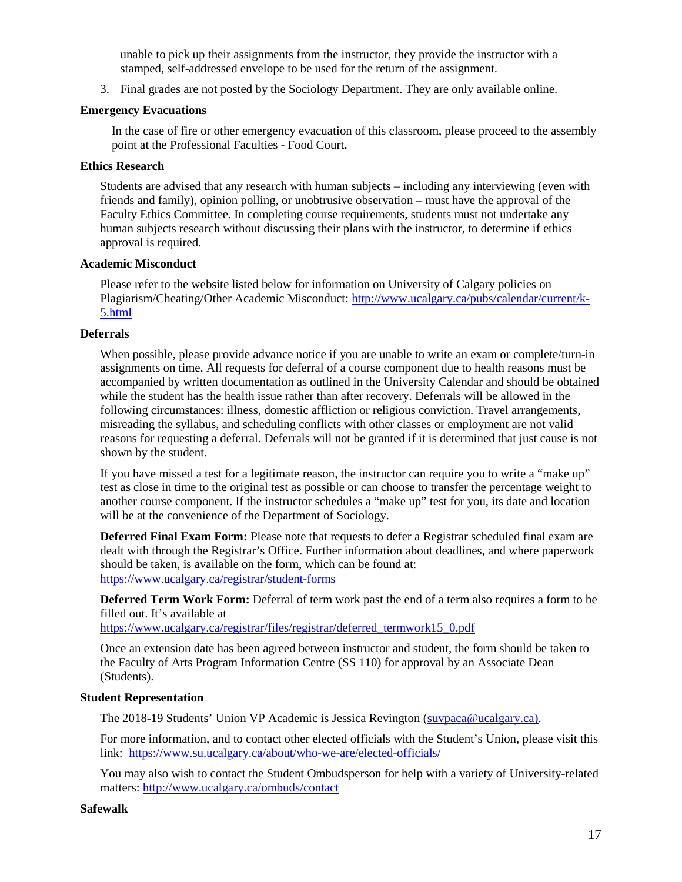unable to pick up their assignments from the instructor, they provide the instructor with a stamped, self-addressed envelope to be used for the return of the assignment.

3. Final grades are not posted by the Sociology Department. They are only available online.

**Emergency Evacuations**

In the case of fire or other emergency evacuation of this classroom, please proceed to the assembly point at the Professional Faculties - Food Court**.**

**Ethics Research**

Students are advised that any research with human subjects – including any interviewing (even with friends and family), opinion polling, or unobtrusive observation – must have the approval of the Faculty Ethics Committee. In completing course requirements, students must not undertake any human subjects research without discussing their plans with the instructor, to determine if ethics approval is required.

**Academic Misconduct**

Please refer to the website listed below for information on University of Calgary policies on Plagiarism/Cheating/Other Academic Misconduct: http://www.ucalgary.ca/pubs/calendar/current/k-5.html

**Deferrals**

When possible, please provide advance notice if you are unable to write an exam or complete/turn-in assignments on time. All requests for deferral of a course component due to health reasons must be accompanied by written documentation as outlined in the University Calendar and should be obtained while the student has the health issue rather than after recovery. Deferrals will be allowed in the following circumstances: illness, domestic affliction or religious conviction. Travel arrangements, misreading the syllabus, and scheduling conflicts with other classes or employment are not valid reasons for requesting a deferral. Deferrals will not be granted if it is determined that just cause is not shown by the student.

If you have missed a test for a legitimate reason, the instructor can require you to write a "make up" test as close in time to the original test as possible or can choose to transfer the percentage weight to another course component. If the instructor schedules a "make up" test for you, its date and location will be at the convenience of the Department of Sociology.

**Deferred Final Exam Form:** Please note that requests to defer a Registrar scheduled final exam are dealt with through the Registrar's Office. Further information about deadlines, and where paperwork should be taken, is available on the form, which can be found at: https://www.ucalgary.ca/registrar/student-forms

**Deferred Term Work Form:** Deferral of term work past the end of a term also requires a form to be filled out. It's available at https://www.ucalgary.ca/registrar/files/registrar/deferred_termwork15_0.pdf

Once an extension date has been agreed between instructor and student, the form should be taken to the Faculty of Arts Program Information Centre (SS 110) for approval by an Associate Dean (Students).

**Student Representation**

The 2018-19 Students' Union VP Academic is Jessica Revington (suvpaca@ucalgary.ca).

For more information, and to contact other elected officials with the Student's Union, please visit this link: https://www.su.ucalgary.ca/about/who-we-are/elected-officials/

You may also wish to contact the Student Ombudsperson for help with a variety of University-related matters: http://www.ucalgary.ca/ombuds/contact

**Safewalk**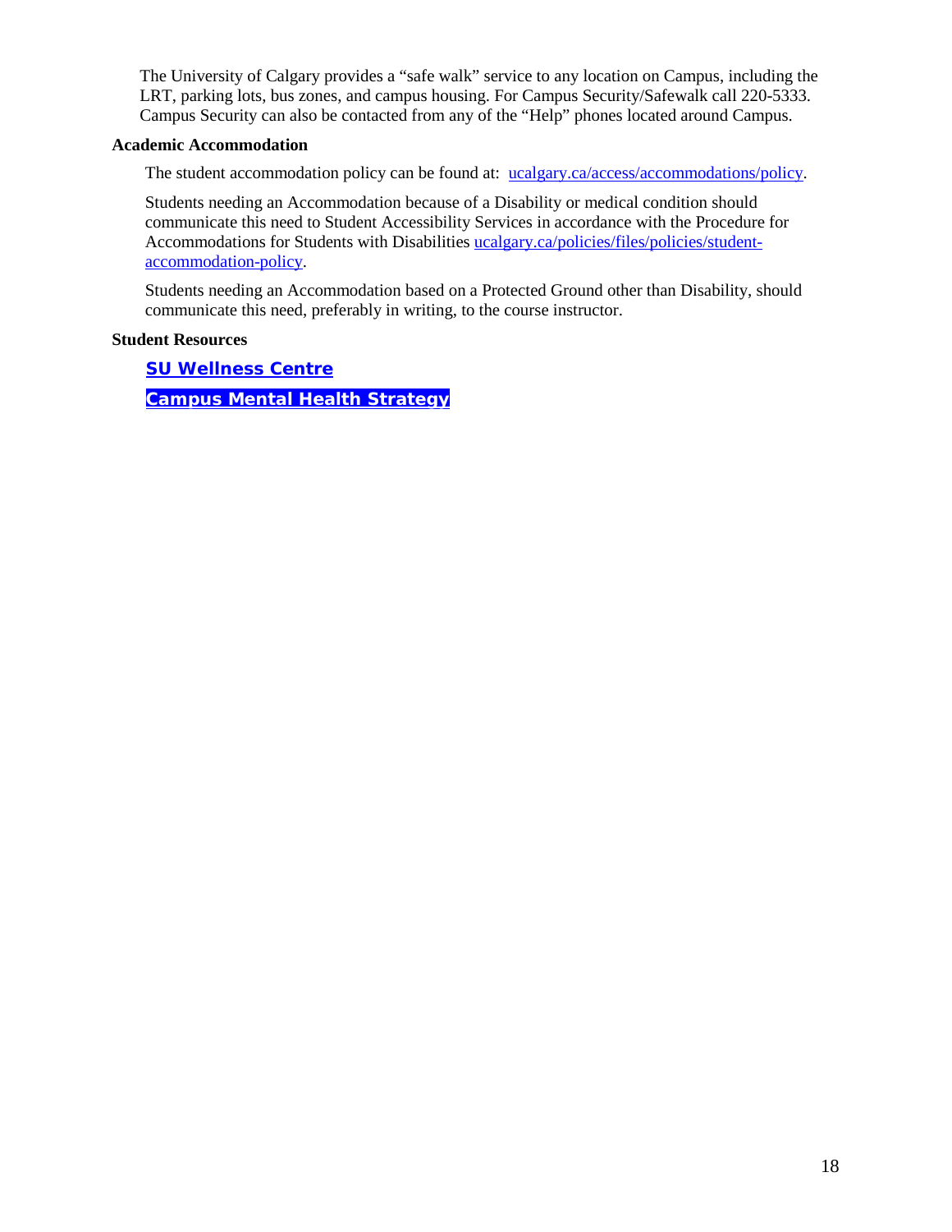The University of Calgary provides a "safe walk" service to any location on Campus, including the LRT, parking lots, bus zones, and campus housing. For Campus Security/Safewalk call 220-5333. Campus Security can also be contacted from any of the "Help" phones located around Campus.

**Academic Accommodation**

The student accommodation policy can be found at: ucalgary.ca/access/accommodations/policy.

Students needing an Accommodation because of a Disability or medical condition should communicate this need to Student Accessibility Services in accordance with the Procedure for Accommodations for Students with Disabilities ucalgary.ca/policies/files/policies/student-accommodation-policy.

Students needing an Accommodation based on a Protected Ground other than Disability, should communicate this need, preferably in writing, to the course instructor.

**Student Resources**

**SU Wellness Centre**

**Campus Mental Health Strategy**